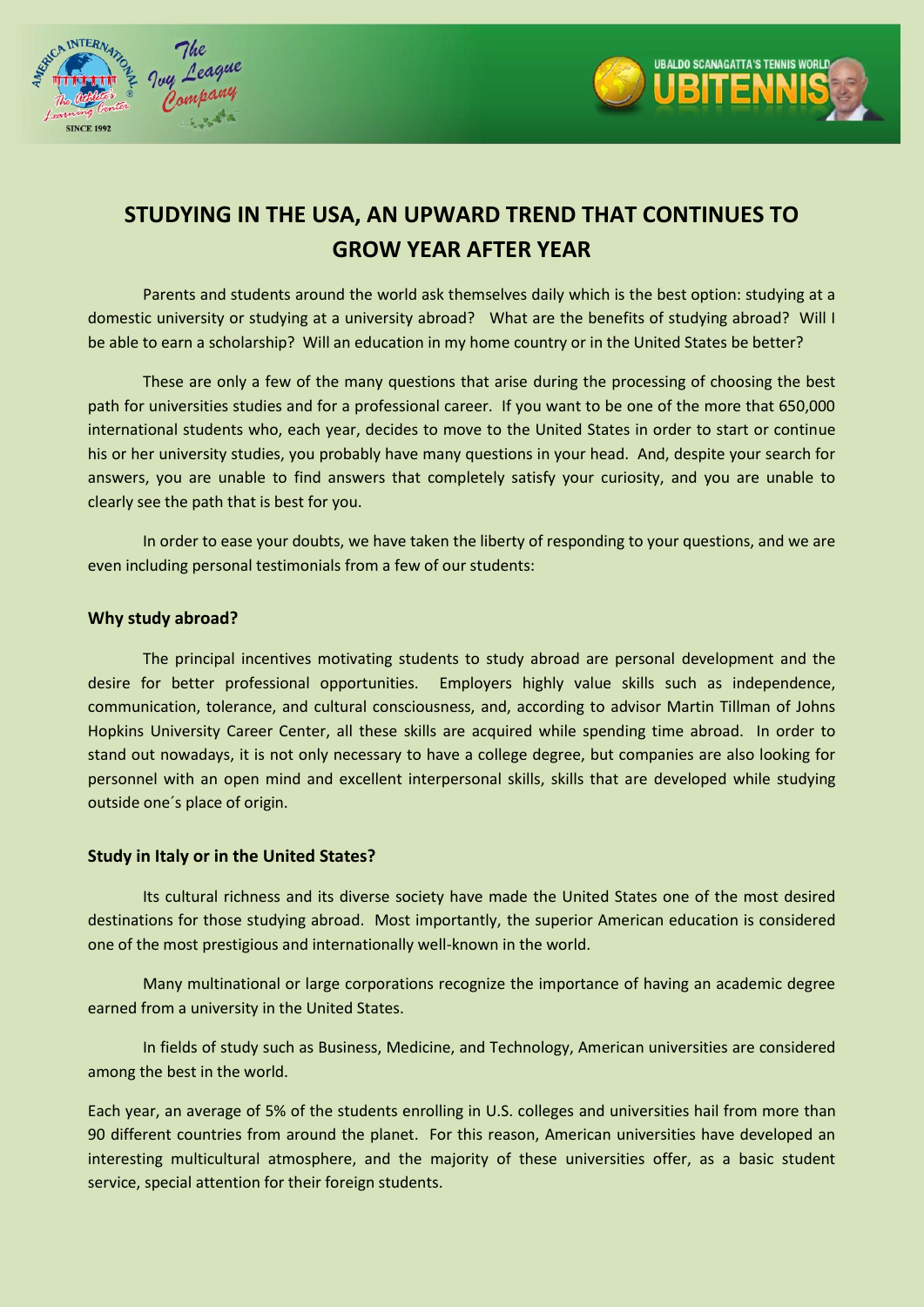# STUDYING IN THE USA, AN UPWARD TREND THAT CONTINUES TO GROW YEAR AFTER YEAR

Parents and students around the world ask themselves daily which is the best option: studying at a domestic university or studying at a university abroad? What are the benefits of studying abroad? Will I be able to earn a scholarship? Will an education in my home country or in the United States be better?

These are only a few of the many questions that arise during the processing of choosing the best path for universities studies and for a professional career. If you want to be one of the more that 650,000 international students who, each year, decides to move to the United States in order to start or continue his or her university studies, you probably have many questions in your head. And, despite your search for answers, you are unable to find answers that completely satisfy your curiosity, and you are unable to clearly see the path that is best for you.

In order to ease your doubts, we have taken the liberty of responding to your questions, and we are even including personal testimonials from a few of our students:

### Why study abroad?

The principal incentives motivating students to study abroad are personal development and the desire for better professional opportunities. Employers highly value skills such as independence, communication, tolerance, and cultural consciousness, and, according to advisor Martin Tillman of Johns Hopkins University Career Center, all these skills are acquired while spending time abroad. In order to stand out nowadays, it is not only necessary to have a college degree, but companies are also looking for personnel with an open mind and excellent interpersonal skills, skills that are developed while studying outside one´s place of origin.

### Study in Italy or in the United States?

Its cultural richness and its diverse society have made the United States one of the most desired destinations for those studying abroad. Most importantly, the superior American education is considered one of the most prestigious and internationally well-known in the world.

Many multinational or large corporations recognize the importance of having an academic degree earned from a university in the United States.

In fields of study such as Business, Medicine, and Technology, American universities are considered among the best in the world.

Each year, an average of 5% of the students enrolling in U.S. colleges and universities hail from more than 90 different countries from around the planet. For this reason, American universities have developed an interesting multicultural atmosphere, and the majority of these universities offer, as a basic student service, special attention for their foreign students.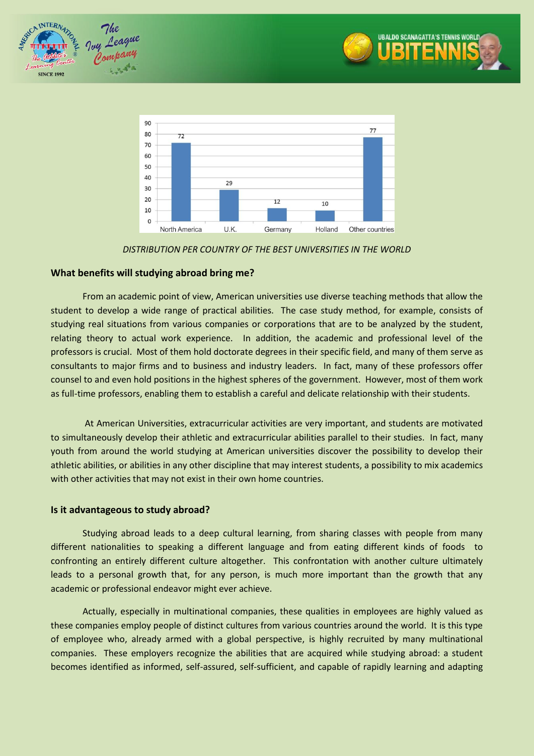| North America | U.K. | Germany | Holland | Other countries |
|---|---|---|---|---|
| 72 | 29 | 12 | 10 | 77 |

*DISTRIBUTION PER COUNTRY OF THE BEST UNIVERSITIES IN THE WORLD*

### What benefits will studying abroad bring me?

From an academic point of view, American universities use diverse teaching methods that allow the student to develop a wide range of practical abilities. The case study method, for example, consists of studying real situations from various companies or corporations that are to be analyzed by the student, relating theory to actual work experience. In addition, the academic and professional level of the professors is crucial. Most of them hold doctorate degrees in their specific field, and many of them serve as consultants to major firms and to business and industry leaders. In fact, many of these professors offer counsel to and even hold positions in the highest spheres of the government. However, most of them work as full-time professors, enabling them to establish a careful and delicate relationship with their students.

At American Universities, extracurricular activities are very important, and students are motivated to simultaneously develop their athletic and extracurricular abilities parallel to their studies. In fact, many youth from around the world studying at American universities discover the possibility to develop their athletic abilities, or abilities in any other discipline that may interest students, a possibility to mix academics with other activities that may not exist in their own home countries.

### Is it advantageous to study abroad?

Studying abroad leads to a deep cultural learning, from sharing classes with people from many different nationalities to speaking a different language and from eating different kinds of foods to confronting an entirely different culture altogether. This confrontation with another culture ultimately leads to a personal growth that, for any person, is much more important than the growth that any academic or professional endeavor might ever achieve.

Actually, especially in multinational companies, these qualities in employees are highly valued as these companies employ people of distinct cultures from various countries around the world. It is this type of employee who, already armed with a global perspective, is highly recruited by many multinational companies. These employers recognize the abilities that are acquired while studying abroad: a student becomes identified as informed, self-assured, self-sufficient, and capable of rapidly learning and adapting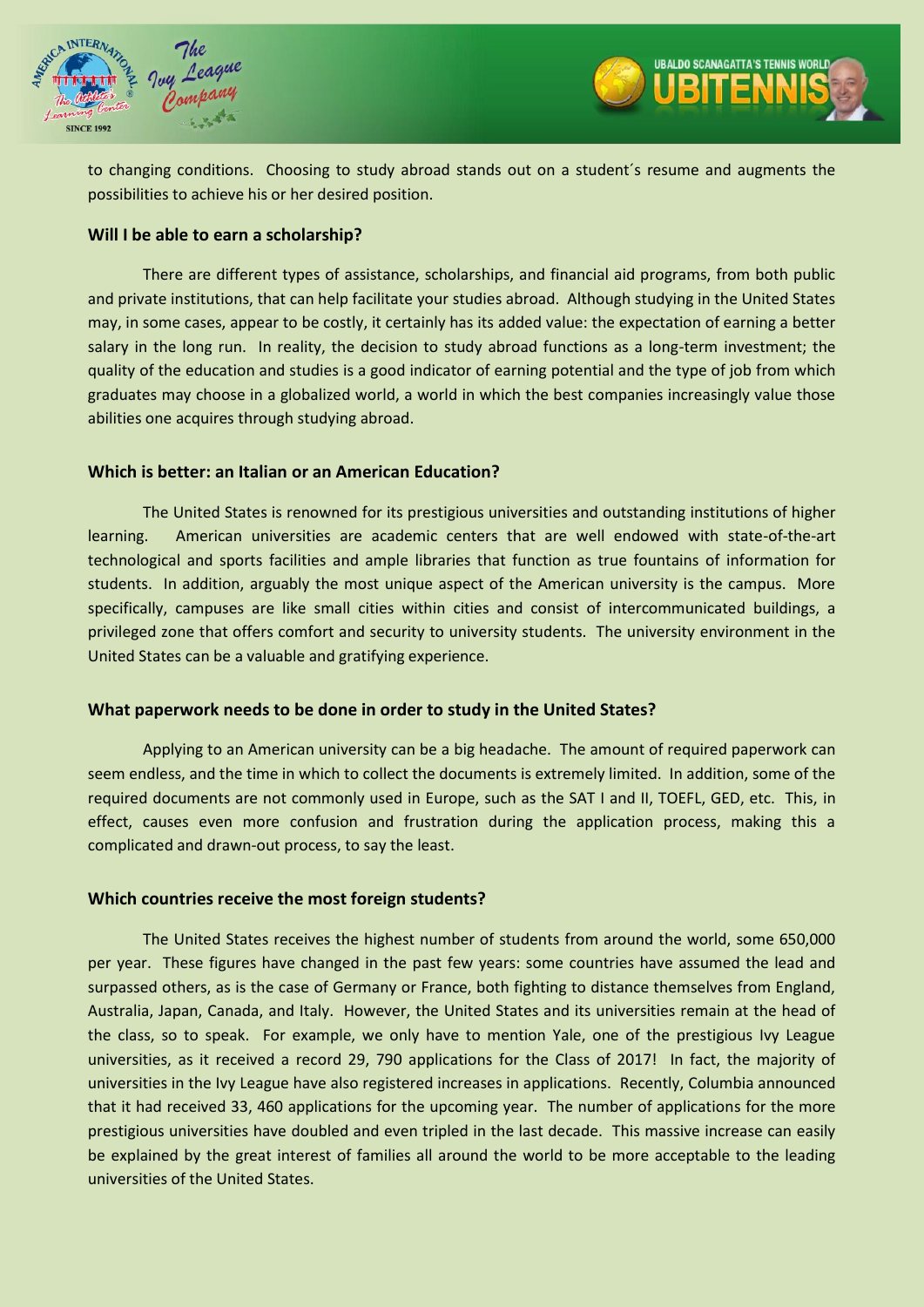to changing conditions. Choosing to study abroad stands out on a student´s resume and augments the possibilities to achieve his or her desired position.

### Will I be able to earn a scholarship?

There are different types of assistance, scholarships, and financial aid programs, from both public and private institutions, that can help facilitate your studies abroad. Although studying in the United States may, in some cases, appear to be costly, it certainly has its added value: the expectation of earning a better salary in the long run. In reality, the decision to study abroad functions as a long-term investment; the quality of the education and studies is a good indicator of earning potential and the type of job from which graduates may choose in a globalized world, a world in which the best companies increasingly value those abilities one acquires through studying abroad.

### Which is better: an Italian or an American Education?

The United States is renowned for its prestigious universities and outstanding institutions of higher learning. American universities are academic centers that are well endowed with state-of-the-art technological and sports facilities and ample libraries that function as true fountains of information for students. In addition, arguably the most unique aspect of the American university is the campus. More specifically, campuses are like small cities within cities and consist of intercommunicated buildings, a privileged zone that offers comfort and security to university students. The university environment in the United States can be a valuable and gratifying experience.

### What paperwork needs to be done in order to study in the United States?

Applying to an American university can be a big headache. The amount of required paperwork can seem endless, and the time in which to collect the documents is extremely limited. In addition, some of the required documents are not commonly used in Europe, such as the SAT I and II, TOEFL, GED, etc. This, in effect, causes even more confusion and frustration during the application process, making this a complicated and drawn-out process, to say the least.

### Which countries receive the most foreign students?

The United States receives the highest number of students from around the world, some 650,000 per year. These figures have changed in the past few years: some countries have assumed the lead and surpassed others, as is the case of Germany or France, both fighting to distance themselves from England, Australia, Japan, Canada, and Italy. However, the United States and its universities remain at the head of the class, so to speak. For example, we only have to mention Yale, one of the prestigious Ivy League universities, as it received a record 29, 790 applications for the Class of 2017! In fact, the majority of universities in the Ivy League have also registered increases in applications. Recently, Columbia announced that it had received 33, 460 applications for the upcoming year. The number of applications for the more prestigious universities have doubled and even tripled in the last decade. This massive increase can easily be explained by the great interest of families all around the world to be more acceptable to the leading universities of the United States.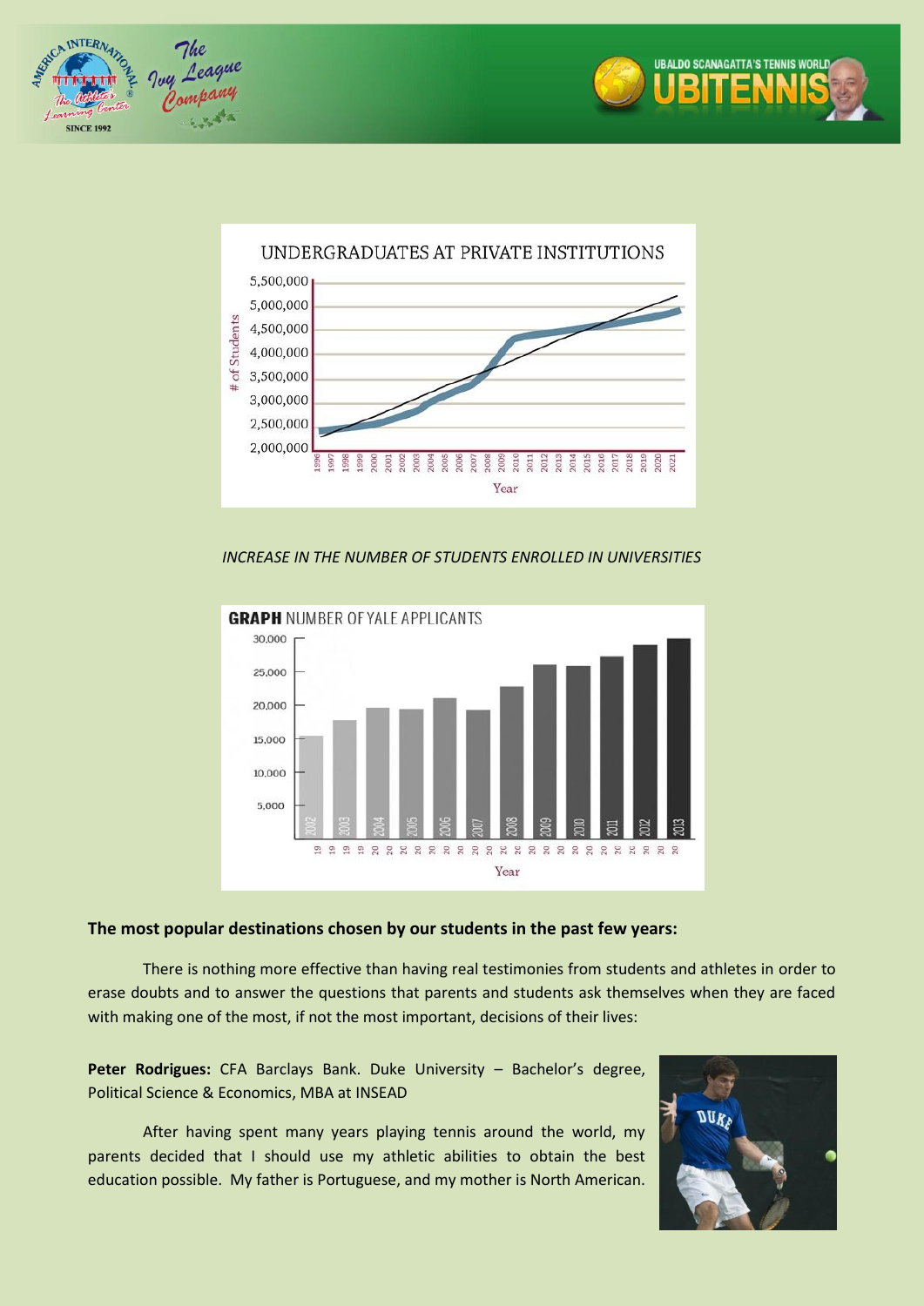UNDERGRADUATES AT PRIVATE INSTITUTIONS

*INCREASE IN THE NUMBER OF STUDENTS ENROLLED IN UNIVERSITIES*

**GRAPH** NUMBER OF YALE APPLICANTS

**The most popular destinations chosen by our students in the past few years:**

There is nothing more effective than having real testimonies from students and athletes in order to erase doubts and to answer the questions that parents and students ask themselves when they are faced with making one of the most, if not the most important, decisions of their lives:

**Peter Rodrigues:** CFA Barclays Bank. Duke University – Bachelor's degree, Political Science & Economics, MBA at INSEAD

After having spent many years playing tennis around the world, my parents decided that I should use my athletic abilities to obtain the best education possible. My father is Portuguese, and my mother is North American.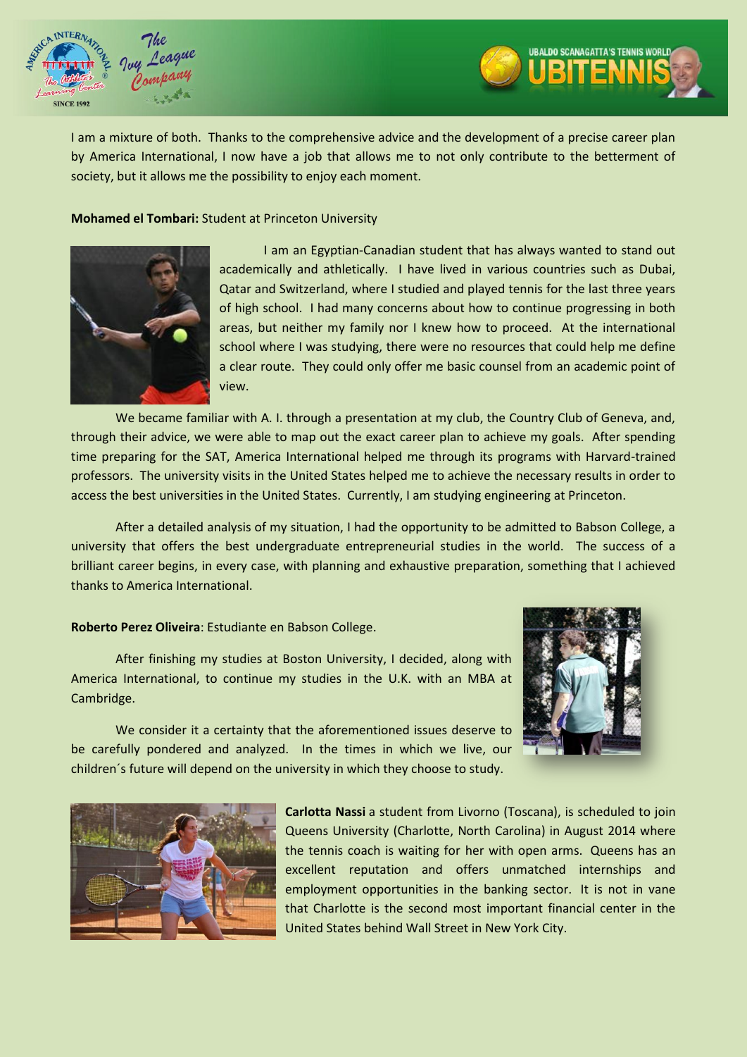I am a mixture of both. Thanks to the comprehensive advice and the development of a precise career plan by America International, I now have a job that allows me to not only contribute to the betterment of society, but it allows me the possibility to enjoy each moment.

**Mohamed el Tombari:** Student at Princeton University

I am an Egyptian-Canadian student that has always wanted to stand out academically and athletically. I have lived in various countries such as Dubai, Qatar and Switzerland, where I studied and played tennis for the last three years of high school. I had many concerns about how to continue progressing in both areas, but neither my family nor I knew how to proceed. At the international school where I was studying, there were no resources that could help me define a clear route. They could only offer me basic counsel from an academic point of view.

We became familiar with A. I. through a presentation at my club, the Country Club of Geneva, and, through their advice, we were able to map out the exact career plan to achieve my goals. After spending time preparing for the SAT, America International helped me through its programs with Harvard-trained professors. The university visits in the United States helped me to achieve the necessary results in order to access the best universities in the United States. Currently, I am studying engineering at Princeton.

After a detailed analysis of my situation, I had the opportunity to be admitted to Babson College, a university that offers the best undergraduate entrepreneurial studies in the world. The success of a brilliant career begins, in every case, with planning and exhaustive preparation, something that I achieved thanks to America International.

**Roberto Perez Oliveira**: Estudiante en Babson College.

After finishing my studies at Boston University, I decided, along with America International, to continue my studies in the U.K. with an MBA at Cambridge.

We consider it a certainty that the aforementioned issues deserve to be carefully pondered and analyzed. In the times in which we live, our children´s future will depend on the university in which they choose to study.

**Carlotta Nassi** a student from Livorno (Toscana), is scheduled to join Queens University (Charlotte, North Carolina) in August 2014 where the tennis coach is waiting for her with open arms. Queens has an excellent reputation and offers unmatched internships and employment opportunities in the banking sector. It is not in vane that Charlotte is the second most important financial center in the United States behind Wall Street in New York City.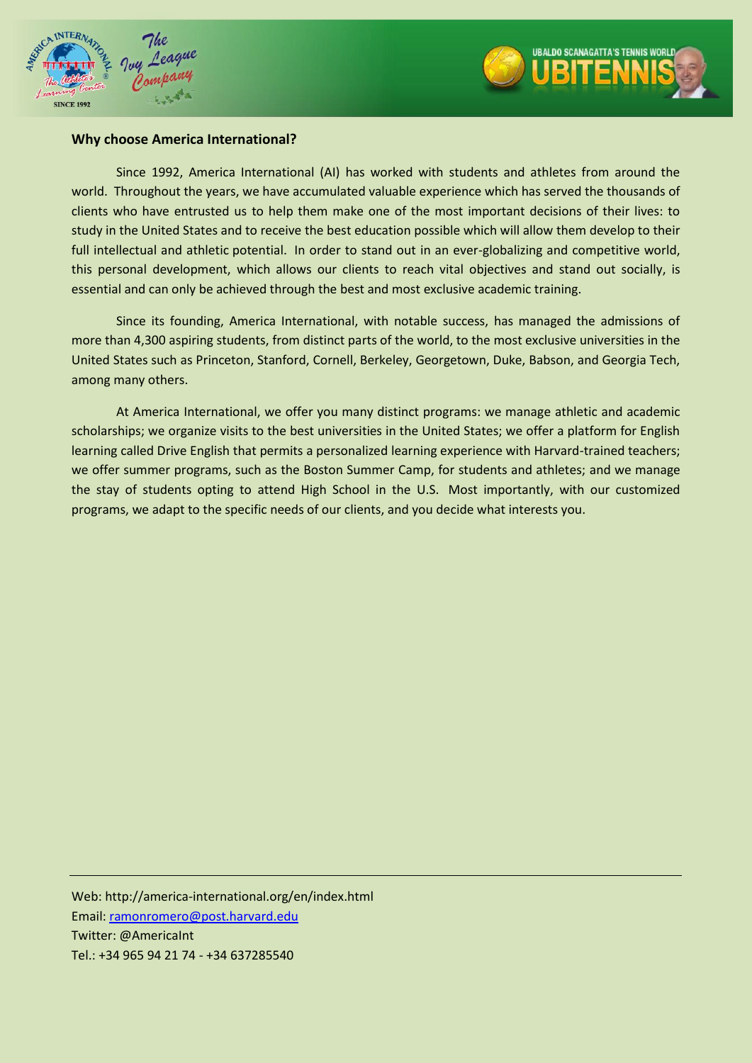**Why choose America International?**

Since 1992, America International (AI) has worked with students and athletes from around the world. Throughout the years, we have accumulated valuable experience which has served the thousands of clients who have entrusted us to help them make one of the most important decisions of their lives: to study in the United States and to receive the best education possible which will allow them develop to their full intellectual and athletic potential. In order to stand out in an ever-globalizing and competitive world, this personal development, which allows our clients to reach vital objectives and stand out socially, is essential and can only be achieved through the best and most exclusive academic training.

Since its founding, America International, with notable success, has managed the admissions of more than 4,300 aspiring students, from distinct parts of the world, to the most exclusive universities in the United States such as Princeton, Stanford, Cornell, Berkeley, Georgetown, Duke, Babson, and Georgia Tech, among many others.

At America International, we offer you many distinct programs: we manage athletic and academic scholarships; we organize visits to the best universities in the United States; we offer a platform for English learning called Drive English that permits a personalized learning experience with Harvard-trained teachers; we offer summer programs, such as the Boston Summer Camp, for students and athletes; and we manage the stay of students opting to attend High School in the U.S. Most importantly, with our customized programs, we adapt to the specific needs of our clients, and you decide what interests you.

---

Web: http://america-international.org/en/index.html
Email: ramonromero@post.harvard.edu
Twitter: @AmericaInt
Tel.: +34 965 94 21 74 - +34 637285540